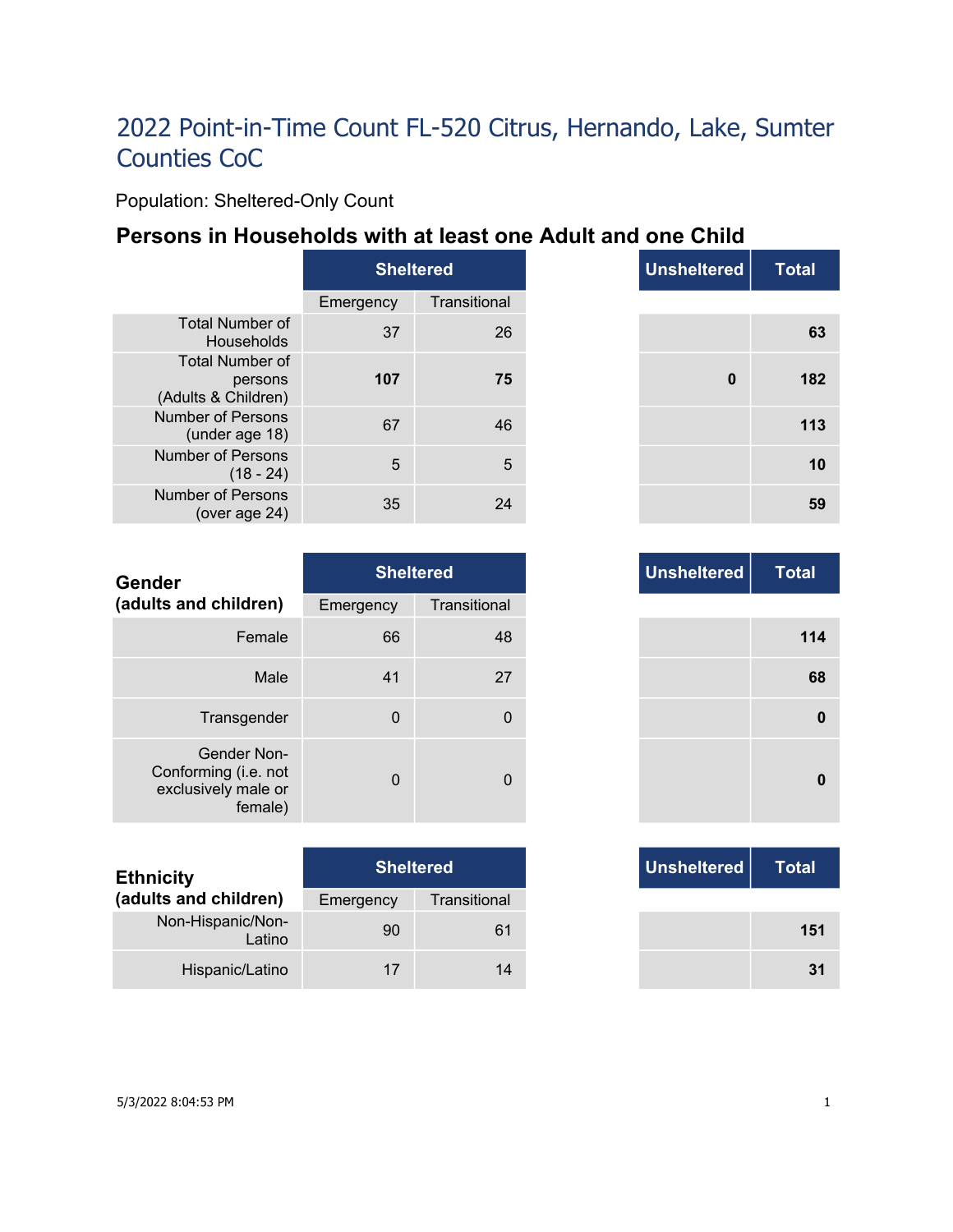# 2022 Point-in-Time Count FL-520 Citrus, Hernando, Lake, Sumter Counties CoC

Population: Sheltered-Only Count

## Persons in Households with at least one Adult and one Child

| | Sheltered | | Unsheltered | Total |
|---|---|---|---|---|
| | Emergency | Transitional | | |
| Total Number of Households | 37 | 26 | | **63** |
| Total Number of persons (Adults & Children) | **107** | **75** | **0** | **182** |
| Number of Persons (under age 18) | 67 | 46 | | **113** |
| Number of Persons (18 - 24) | 5 | 5 | | **10** |
| Number of Persons (over age 24) | 35 | 24 | | **59** |

| Gender (adults and children) | Sheltered | | Unsheltered | Total |
|---|---|---|---|---|
| | Emergency | Transitional | | |
| Female | 66 | 48 | | **114** |
| Male | 41 | 27 | | **68** |
| Transgender | 0 | 0 | | **0** |
| Gender Non-Conforming (i.e. not exclusively male or female) | 0 | 0 | | **0** |

| Ethnicity (adults and children) | Sheltered | | Unsheltered | Total |
|---|---|---|---|---|
| | Emergency | Transitional | | |
| Non-Hispanic/Non-Latino | 90 | 61 | | **151** |
| Hispanic/Latino | 17 | 14 | | **31** |

5/3/2022 8:04:53 PM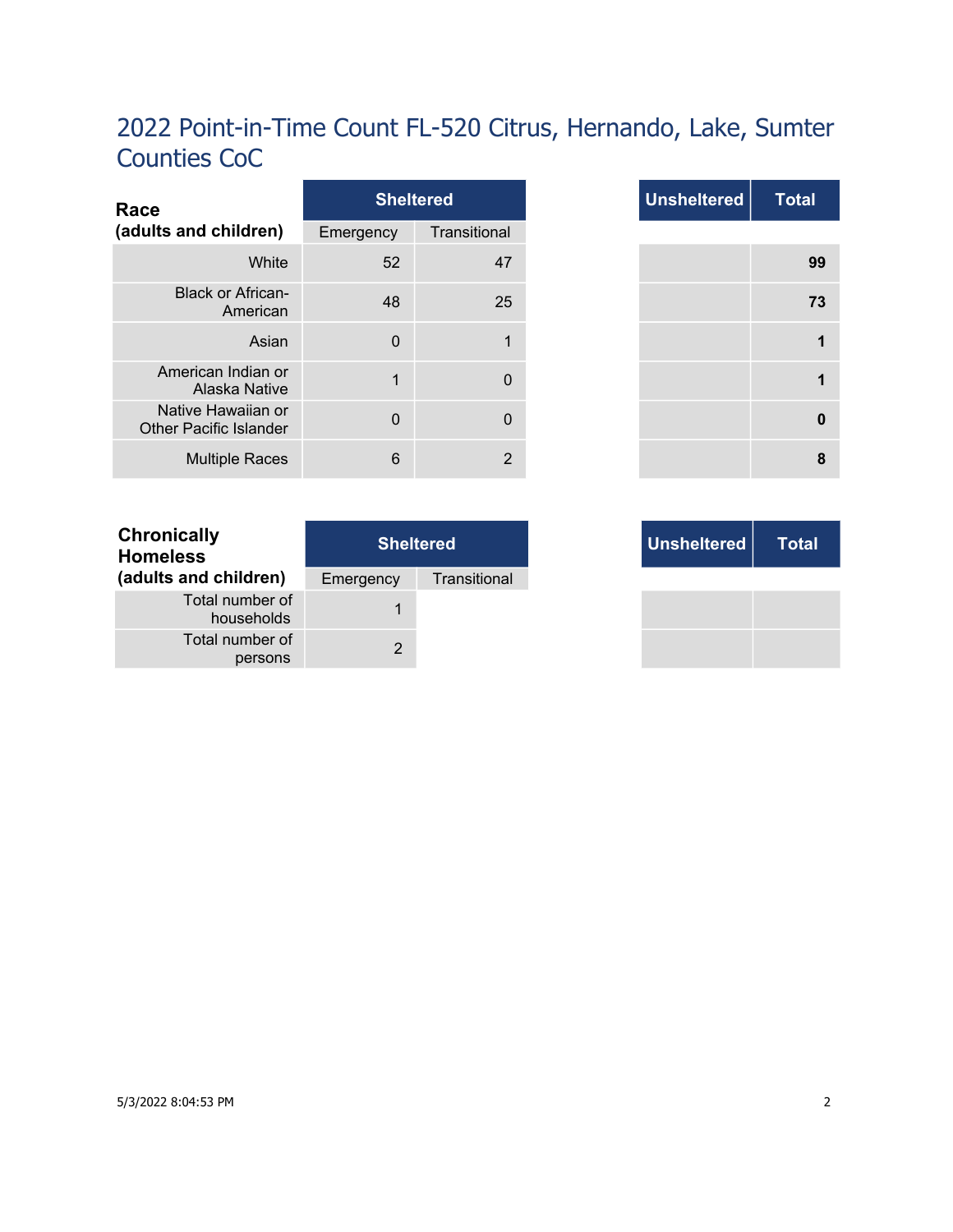# 2022 Point-in-Time Count FL-520 Citrus, Hernando, Lake, Sumter Counties CoC

| Race (adults and children) | Sheltered | | Unsheltered | Total |
|---|---|---|---|---|
| | Emergency | Transitional | | |
| White | 52 | 47 | | **99** |
| Black or African-American | 48 | 25 | | **73** |
| Asian | 0 | 1 | | **1** |
| American Indian or Alaska Native | 1 | 0 | | **1** |
| Native Hawaiian or Other Pacific Islander | 0 | 0 | | **0** |
| Multiple Races | 6 | 2 | | **8** |

| Chronically Homeless (adults and children) | Sheltered | | Unsheltered | Total |
|---|---|---|---|---|
| | Emergency | Transitional | | |
| Total number of households | 1 | | | |
| Total number of persons | 2 | | | |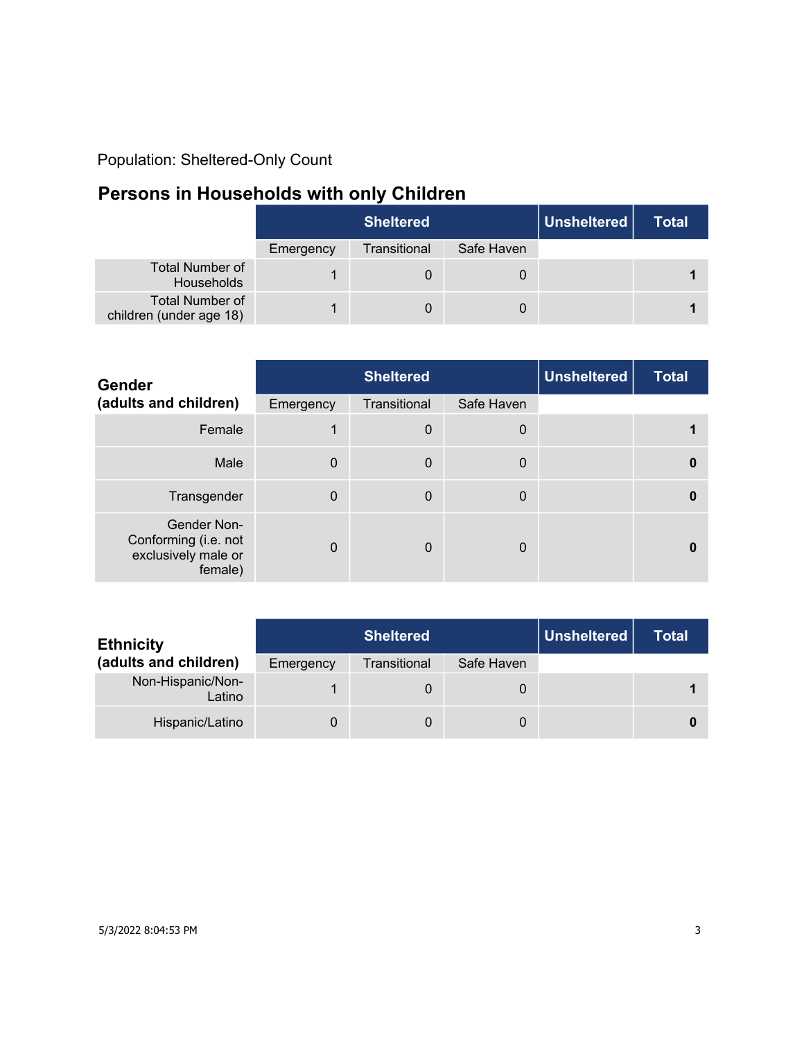Population: Sheltered-Only Count

## Persons in Households with only Children

| | Sheltered | | | Unsheltered | Total |
|---|---|---|---|---|---|
| | Emergency | Transitional | Safe Haven | | |
| Total Number of Households | 1 | 0 | 0 | | **1** |
| Total Number of children (under age 18) | 1 | 0 | 0 | | **1** |

| **Gender (adults and children)** | Sheltered | | | Unsheltered | Total |
|---|---|---|---|---|---|
| | Emergency | Transitional | Safe Haven | | |
| Female | 1 | 0 | 0 | | **1** |
| Male | 0 | 0 | 0 | | **0** |
| Transgender | 0 | 0 | 0 | | **0** |
| Gender Non-Conforming (i.e. not exclusively male or female) | 0 | 0 | 0 | | **0** |

| **Ethnicity (adults and children)** | Sheltered | | | Unsheltered | Total |
|---|---|---|---|---|---|
| | Emergency | Transitional | Safe Haven | | |
| Non-Hispanic/Non-Latino | 1 | 0 | 0 | | **1** |
| Hispanic/Latino | 0 | 0 | 0 | | **0** |

5/3/2022 8:04:53 PM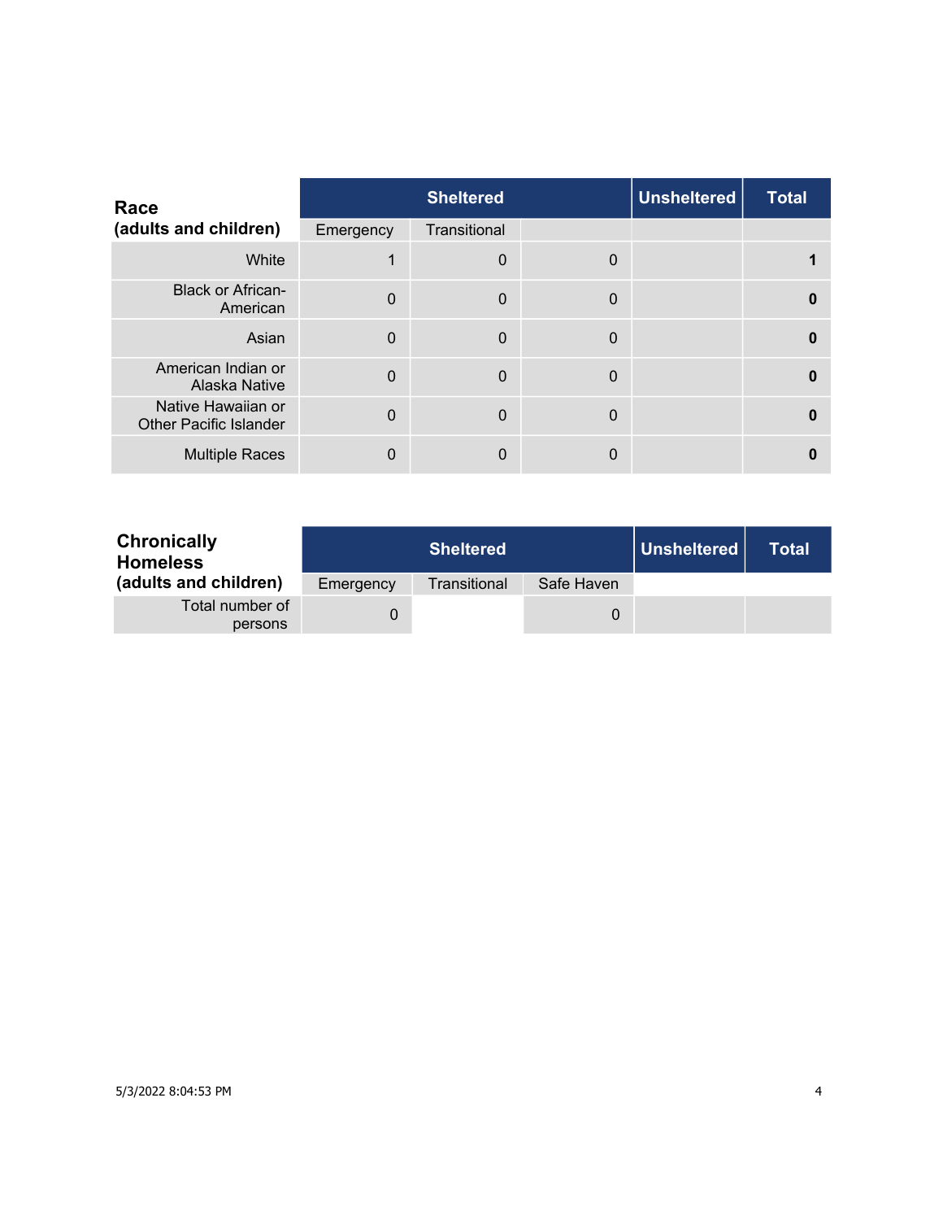| Race (adults and children) | Sheltered | | | Unsheltered | Total |
|---|---|---|---|---|---|
| | Emergency | Transitional | | | |
| White | 1 | 0 | 0 | | **1** |
| Black or African-American | 0 | 0 | 0 | | **0** |
| Asian | 0 | 0 | 0 | | **0** |
| American Indian or Alaska Native | 0 | 0 | 0 | | **0** |
| Native Hawaiian or Other Pacific Islander | 0 | 0 | 0 | | **0** |
| Multiple Races | 0 | 0 | 0 | | **0** |

| Chronically Homeless (adults and children) | Sheltered | | | Unsheltered | Total |
|---|---|---|---|---|---|
| | Emergency | Transitional | Safe Haven | | |
| Total number of persons | 0 | | 0 | | |

5/3/2022 8:04:53 PM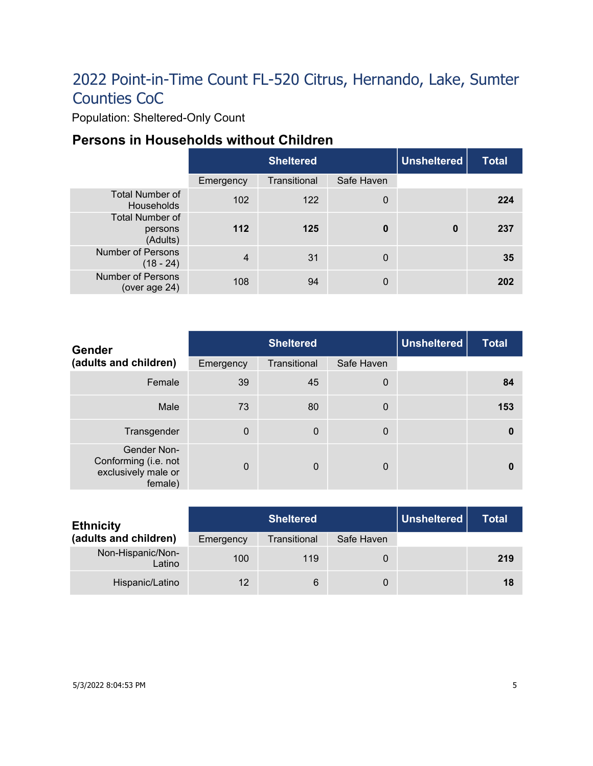# 2022 Point-in-Time Count FL-520 Citrus, Hernando, Lake, Sumter Counties CoC

Population: Sheltered-Only Count

## Persons in Households without Children

| | Sheltered | | | Unsheltered | Total |
|---|---|---|---|---|---|
| | Emergency | Transitional | Safe Haven | | |
| Total Number of Households | 102 | 122 | 0 | | **224** |
| Total Number of persons (Adults) | **112** | **125** | **0** | **0** | **237** |
| Number of Persons (18 - 24) | 4 | 31 | 0 | | **35** |
| Number of Persons (over age 24) | 108 | 94 | 0 | | **202** |

| **Gender (adults and children)** | Sheltered | | | Unsheltered | Total |
|---|---|---|---|---|---|
| | Emergency | Transitional | Safe Haven | | |
| Female | 39 | 45 | 0 | | **84** |
| Male | 73 | 80 | 0 | | **153** |
| Transgender | 0 | 0 | 0 | | **0** |
| Gender Non-Conforming (i.e. not exclusively male or female) | 0 | 0 | 0 | | **0** |

| **Ethnicity (adults and children)** | Sheltered | | | Unsheltered | Total |
|---|---|---|---|---|---|
| | Emergency | Transitional | Safe Haven | | |
| Non-Hispanic/Non-Latino | 100 | 119 | 0 | | **219** |
| Hispanic/Latino | 12 | 6 | 0 | | **18** |

5/3/2022 8:04:53 PM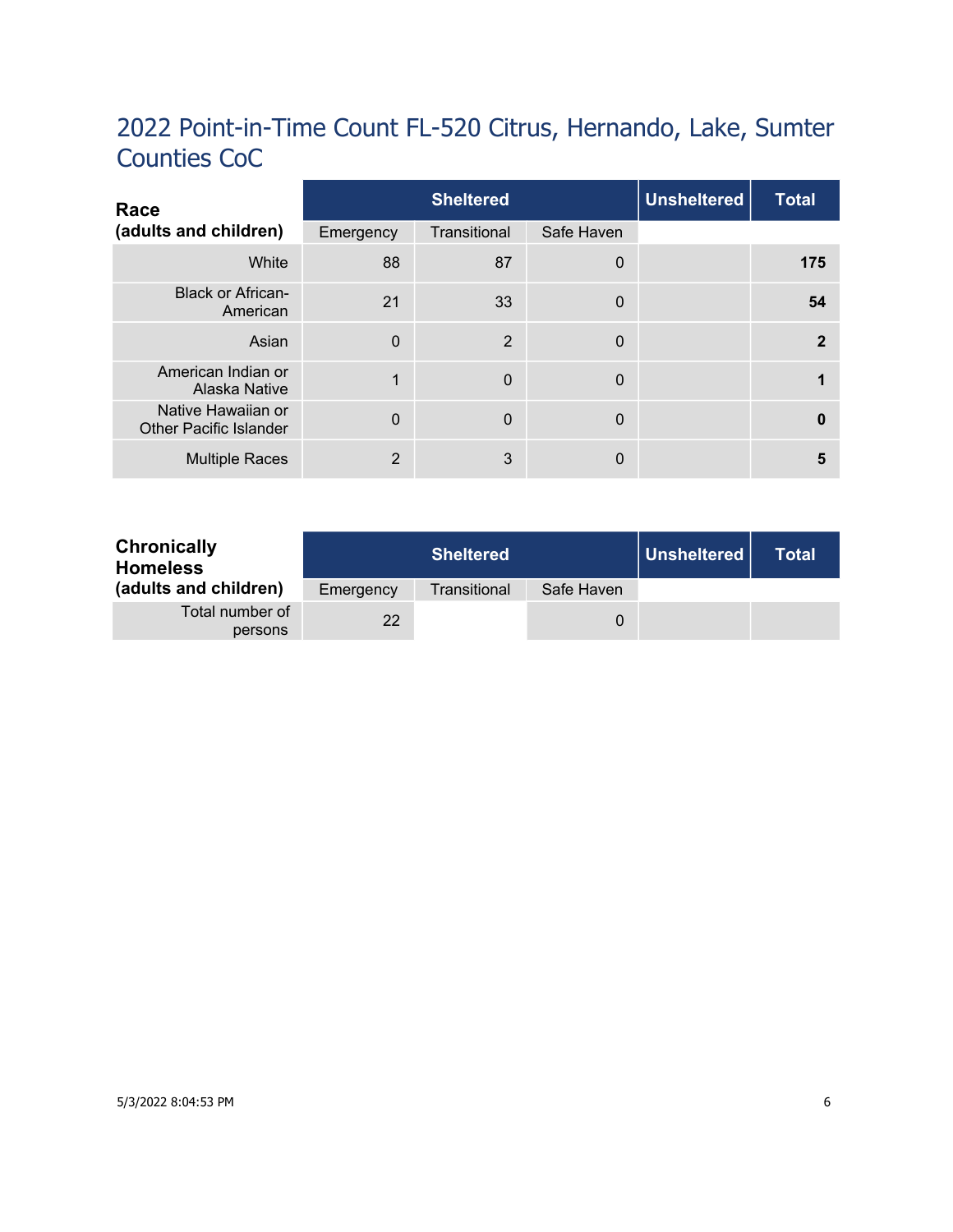## 2022 Point-in-Time Count FL-520 Citrus, Hernando, Lake, Sumter Counties CoC

| Race (adults and children) | Sheltered | | | Unsheltered | Total |
|---|---|---|---|---|---|
| | Emergency | Transitional | Safe Haven | | |
| White | 88 | 87 | 0 | | 175 |
| Black or African-American | 21 | 33 | 0 | | 54 |
| Asian | 0 | 2 | 0 | | 2 |
| American Indian or Alaska Native | 1 | 0 | 0 | | 1 |
| Native Hawaiian or Other Pacific Islander | 0 | 0 | 0 | | 0 |
| Multiple Races | 2 | 3 | 0 | | 5 |

| Chronically Homeless (adults and children) | Sheltered | | | Unsheltered | Total |
|---|---|---|---|---|---|
| | Emergency | Transitional | Safe Haven | | |
| Total number of persons | 22 | | 0 | | |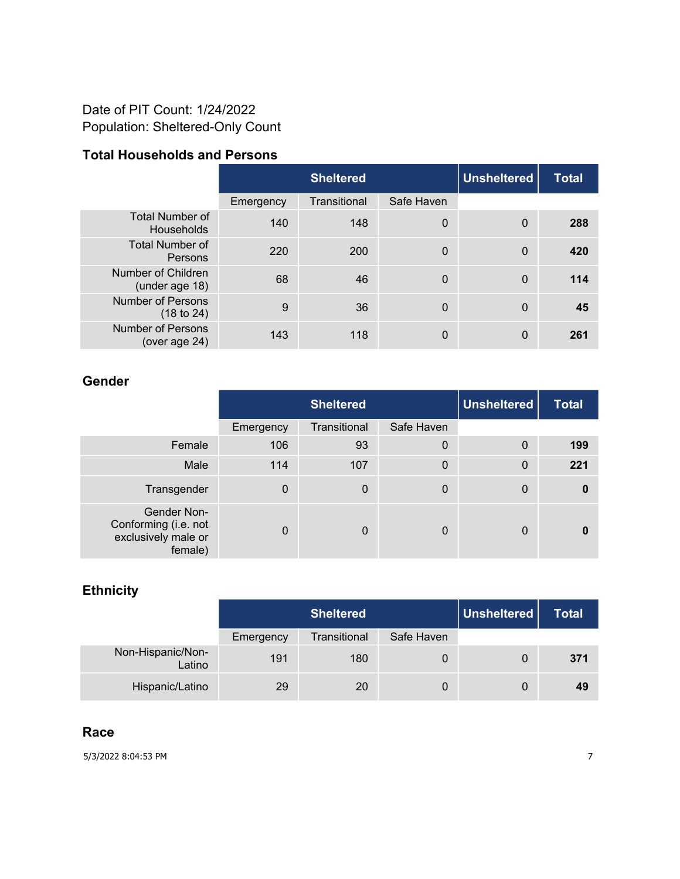Date of PIT Count: 1/24/2022
Population: Sheltered-Only Count

### Total Households and Persons

| | Sheltered | | | Unsheltered | Total |
|---|---|---|---|---|---|
| | Emergency | Transitional | Safe Haven | | |
| Total Number of Households | 140 | 148 | 0 | 0 | **288** |
| Total Number of Persons | 220 | 200 | 0 | 0 | **420** |
| Number of Children (under age 18) | 68 | 46 | 0 | 0 | **114** |
| Number of Persons (18 to 24) | 9 | 36 | 0 | 0 | **45** |
| Number of Persons (over age 24) | 143 | 118 | 0 | 0 | **261** |

### Gender

| | Sheltered | | | Unsheltered | Total |
|---|---|---|---|---|---|
| | Emergency | Transitional | Safe Haven | | |
| Female | 106 | 93 | 0 | 0 | **199** |
| Male | 114 | 107 | 0 | 0 | **221** |
| Transgender | 0 | 0 | 0 | 0 | **0** |
| Gender Non-Conforming (i.e. not exclusively male or female) | 0 | 0 | 0 | 0 | **0** |

### Ethnicity

| | Sheltered | | | Unsheltered | Total |
|---|---|---|---|---|---|
| | Emergency | Transitional | Safe Haven | | |
| Non-Hispanic/Non-Latino | 191 | 180 | 0 | 0 | **371** |
| Hispanic/Latino | 29 | 20 | 0 | 0 | **49** |

### Race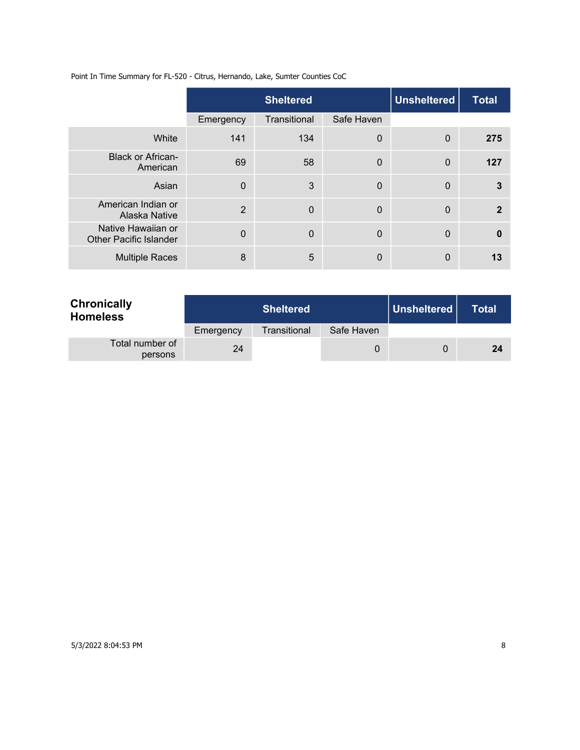Point In Time Summary for FL-520 - Citrus, Hernando, Lake, Sumter Counties CoC

| | Sheltered | | | Unsheltered | Total |
|---|---|---|---|---|---|
| | Emergency | Transitional | Safe Haven | | |
| White | 141 | 134 | 0 | 0 | **275** |
| Black or African-American | 69 | 58 | 0 | 0 | **127** |
| Asian | 0 | 3 | 0 | 0 | **3** |
| American Indian or Alaska Native | 2 | 0 | 0 | 0 | **2** |
| Native Hawaiian or Other Pacific Islander | 0 | 0 | 0 | 0 | **0** |
| Multiple Races | 8 | 5 | 0 | 0 | **13** |

| **Chronically Homeless** | Sheltered | | | Unsheltered | Total |
|---|---|---|---|---|---|
| | Emergency | Transitional | Safe Haven | | |
| Total number of persons | 24 | | 0 | 0 | **24** |

5/3/2022 8:04:53 PM